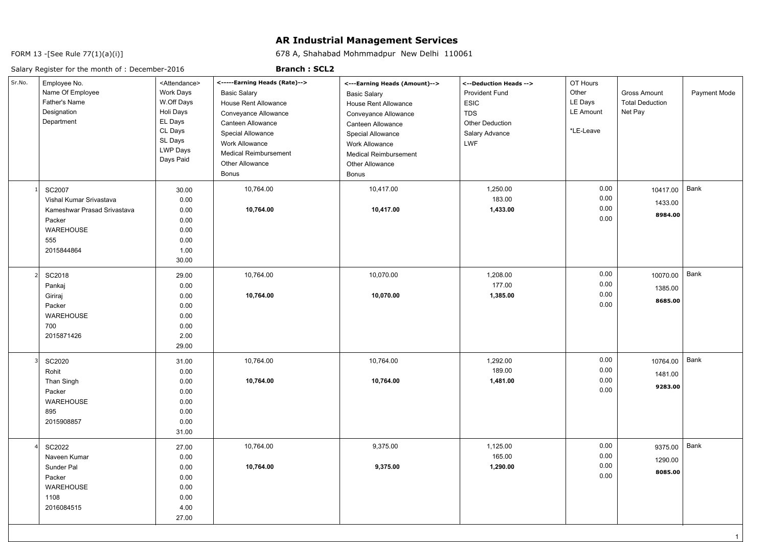# AR Industrial Management Services

FORM 13 -[See Rule 77(1)(a)(i)]

678 A, Shahabad Mohmmadpur New Delhi 110061

Salary Register for the month of : December-2016

**Branch : SCL2**

| Sr.No. | Employee No.<br>Name Of Employee<br>Father's Name<br>Designation<br>Department | <Attendance><br>Work Days<br>W.Off Days<br>Holi Days<br>EL Days<br>CL Days<br>SL Days<br>LWP Days<br>Days Paid | <-----Earning Heads (Rate)--><br>Basic Salary<br>House Rent Allowance<br>Conveyance Allowance<br>Canteen Allowance<br>Special Allowance<br>Work Allowance<br>Medical Reimbursement<br>Other Allowance<br>Bonus | <---Earning Heads (Amount)--><br>Basic Salary<br>House Rent Allowance<br>Conveyance Allowance<br>Canteen Allowance<br>Special Allowance<br>Work Allowance<br>Medical Reimbursement<br>Other Allowance<br>Bonus | <--Deduction Heads --><br>Provident Fund<br>ESIC<br>TDS<br>Other Deduction<br>Salary Advance<br>LWF | OT Hours<br>Other<br>LE Days<br>LE Amount<br><br>*LE-Leave | Gross Amount<br>Total Deduction<br>Net Pay | Payment Mode |
|---|---|---|---|---|---|---|---|---|
| 1 | SC2007<br>Vishal Kumar Srivastava<br>Kameshwar Prasad Srivastava<br>Packer<br>WAREHOUSE<br>555<br>2015844864 | 30.00<br>0.00<br>0.00<br>0.00<br>0.00<br>0.00<br>1.00<br>30.00 | 10,764.00<br><br>**10,764.00** | 10,417.00<br><br>**10,417.00** | 1,250.00<br>183.00<br>**1,433.00** | 0.00<br>0.00<br>0.00<br>0.00 | 10417.00<br>1433.00<br>**8984.00** | Bank |
| 2 | SC2018<br>Pankaj<br>Giriraj<br>Packer<br>WAREHOUSE<br>700<br>2015871426 | 29.00<br>0.00<br>0.00<br>0.00<br>0.00<br>0.00<br>2.00<br>29.00 | 10,764.00<br><br>**10,764.00** | 10,070.00<br><br>**10,070.00** | 1,208.00<br>177.00<br>**1,385.00** | 0.00<br>0.00<br>0.00<br>0.00 | 10070.00<br>1385.00<br>**8685.00** | Bank |
| 3 | SC2020<br>Rohit<br>Than Singh<br>Packer<br>WAREHOUSE<br>895<br>2015908857 | 31.00<br>0.00<br>0.00<br>0.00<br>0.00<br>0.00<br>0.00<br>31.00 | 10,764.00<br><br>**10,764.00** | 10,764.00<br><br>**10,764.00** | 1,292.00<br>189.00<br>**1,481.00** | 0.00<br>0.00<br>0.00<br>0.00 | 10764.00<br>1481.00<br>**9283.00** | Bank |
| 4 | SC2022<br>Naveen Kumar<br>Sunder Pal<br>Packer<br>WAREHOUSE<br>1108<br>2016084515 | 27.00<br>0.00<br>0.00<br>0.00<br>0.00<br>0.00<br>4.00<br>27.00 | 10,764.00<br><br>**10,764.00** | 9,375.00<br><br>**9,375.00** | 1,125.00<br>165.00<br>**1,290.00** | 0.00<br>0.00<br>0.00<br>0.00 | 9375.00<br>1290.00<br>**8085.00** | Bank |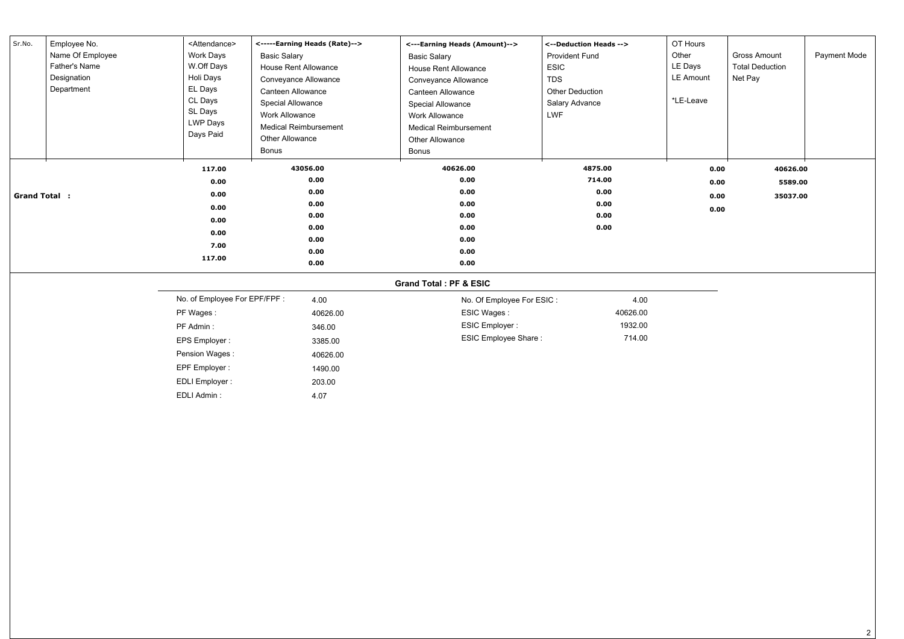| Sr.No. | Employee No. / Name Of Employee / Father's Name / Designation / Department | <Attendance> Work Days / W.Off Days / Holi Days / EL Days / CL Days / SL Days / LWP Days / Days Paid | <-----Earning Heads (Rate)--> Basic Salary / House Rent Allowance / Conveyance Allowance / Canteen Allowance / Special Allowance / Work Allowance / Medical Reimbursement / Other Allowance / Bonus | <---Earning Heads (Amount)--> Basic Salary / House Rent Allowance / Conveyance Allowance / Canteen Allowance / Special Allowance / Work Allowance / Medical Reimbursement / Other Allowance / Bonus | <--Deduction Heads --> Provident Fund / ESIC / TDS / Other Deduction / Salary Advance / LWF | OT Hours / Other / LE Days / LE Amount / *LE-Leave | Gross Amount / Total Deduction / Net Pay | Payment Mode |
|---|---|---|---|---|---|---|---|---|
| **Grand Total :** | | **117.00** / **0.00** / **0.00** / **0.00** / **0.00** / **0.00** / **7.00** / **117.00** | **43056.00** / **0.00** / **0.00** / **0.00** / **0.00** / **0.00** / **0.00** / **0.00** / **0.00** | **40626.00** / **0.00** / **0.00** / **0.00** / **0.00** / **0.00** / **0.00** / **0.00** / **0.00** | **4875.00** / **714.00** / **0.00** / **0.00** / **0.00** / **0.00** | **0.00** / **0.00** / **0.00** / **0.00** | **40626.00** / **5589.00** / **35037.00** | |

**Grand Total : PF & ESIC**

| | | | |
|---|---|---|---|
| No. of Employee For EPF/FPF : | 4.00 | No. Of Employee For ESIC : | 4.00 |
| PF Wages : | 40626.00 | ESIC Wages : | 40626.00 |
| PF Admin : | 346.00 | ESIC Employer : | 1932.00 |
| EPS Employer : | 3385.00 | ESIC Employee Share : | 714.00 |
| Pension Wages : | 40626.00 | | |
| EPF Employer : | 1490.00 | | |
| EDLI Employer : | 203.00 | | |
| EDLI Admin : | 4.07 | | |